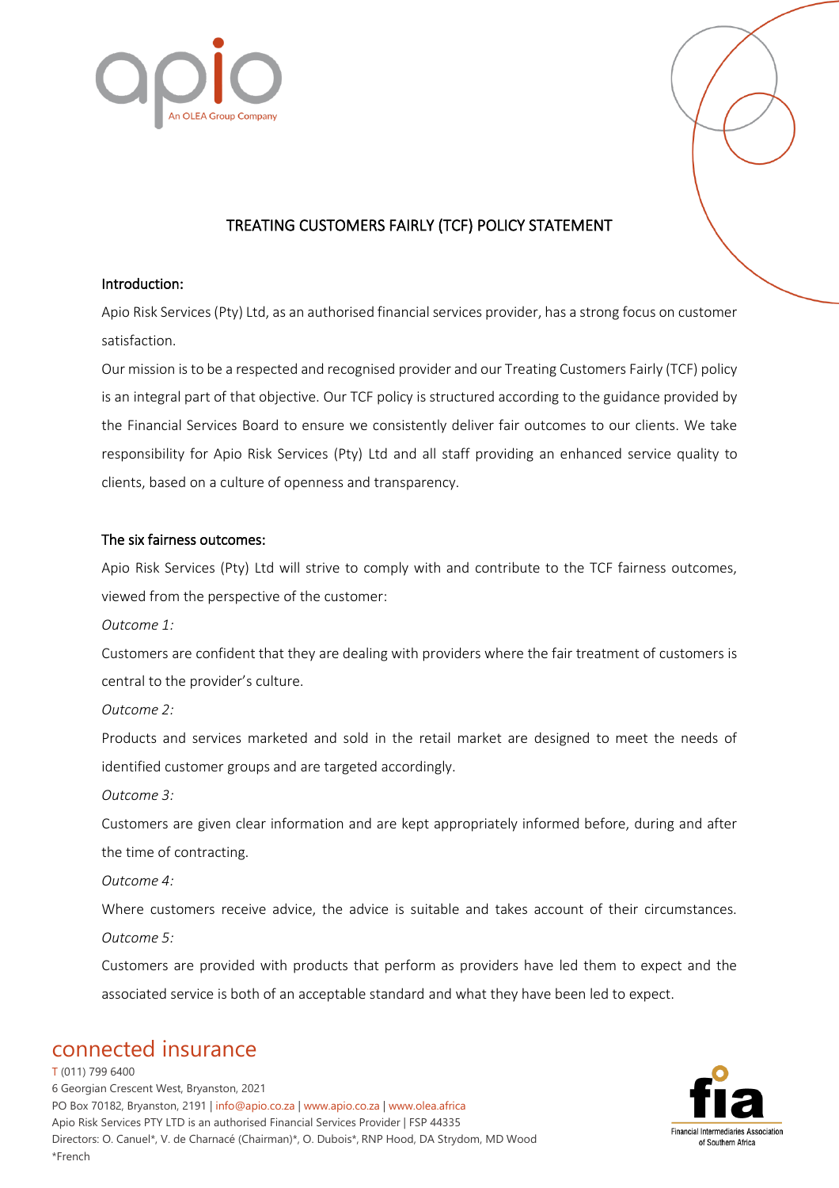# TREATING CUSTOMERS FAIRLY (TCF) POLICY STATEMENT

## Introduction:

Apio Risk Services (Pty) Ltd, as an authorised financial services provider, has a strong focus on customer satisfaction.

Our mission is to be a respected and recognised provider and our Treating Customers Fairly (TCF) policy is an integral part of that objective. Our TCF policy is structured according to the guidance provided by the Financial Services Board to ensure we consistently deliver fair outcomes to our clients. We take responsibility for Apio Risk Services (Pty) Ltd and all staff providing an enhanced service quality to clients, based on a culture of openness and transparency.

## The six fairness outcomes:

Apio Risk Services (Pty) Ltd will strive to comply with and contribute to the TCF fairness outcomes, viewed from the perspective of the customer:

*Outcome 1:*

Customers are confident that they are dealing with providers where the fair treatment of customers is central to the provider's culture.

*Outcome 2:*

Products and services marketed and sold in the retail market are designed to meet the needs of identified customer groups and are targeted accordingly.

*Outcome 3:*

Customers are given clear information and are kept appropriately informed before, during and after the time of contracting.

*Outcome 4:*

Where customers receive advice, the advice is suitable and takes account of their circumstances.

*Outcome 5:*

Customers are provided with products that perform as providers have led them to expect and the associated service is both of an acceptable standard and what they have been led to expect.

connected insurance

T (011) 799 6400
6 Georgian Crescent West, Bryanston, 2021
PO Box 70182, Bryanston, 2191 | info@apio.co.za | www.apio.co.za | www.olea.africa
Apio Risk Services PTY LTD is an authorised Financial Services Provider | FSP 44335
Directors: O. Canuel*, V. de Charnacé (Chairman)*, O. Dubois*, RNP Hood, DA Strydom, MD Wood
*French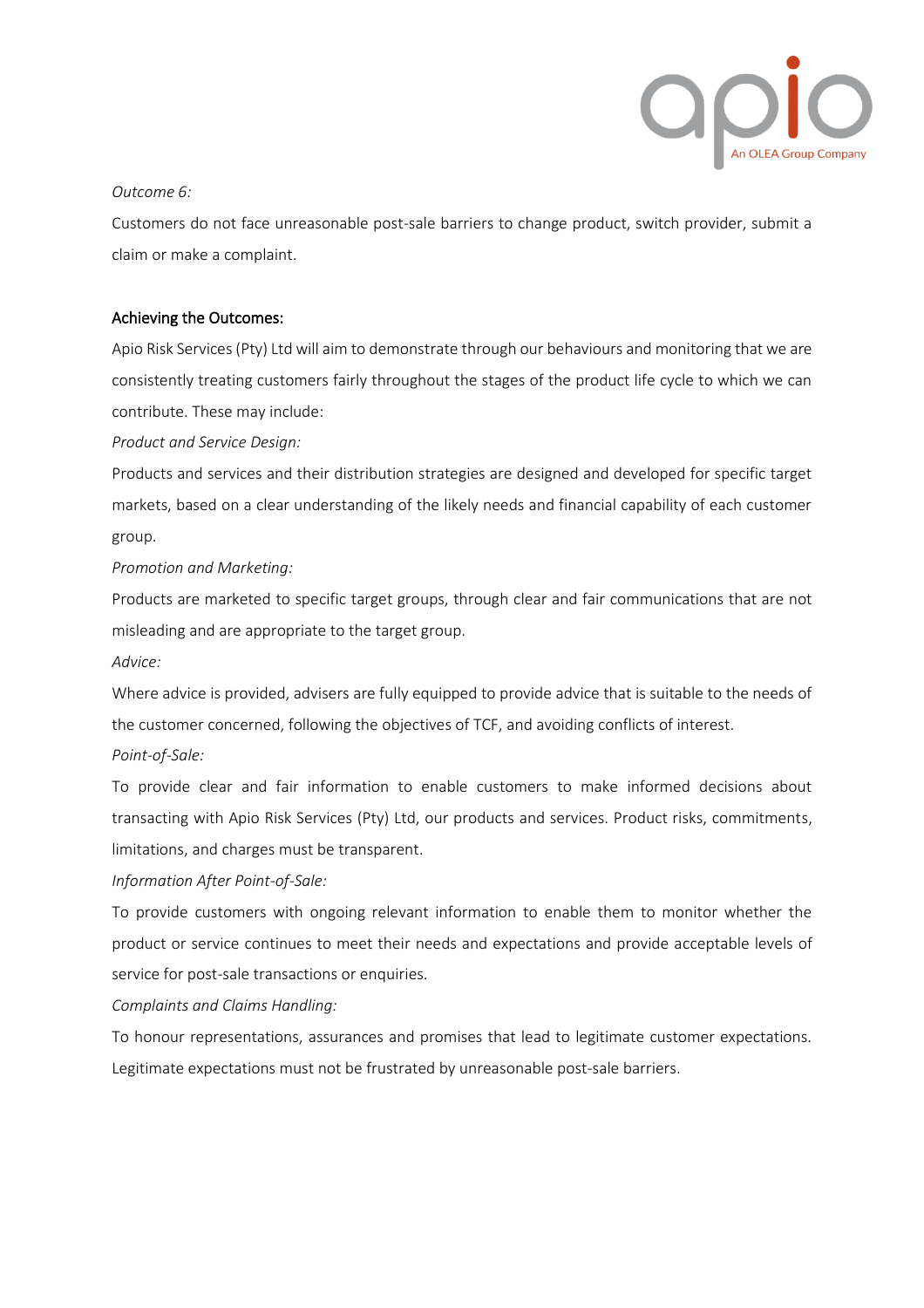*Outcome 6:*

Customers do not face unreasonable post-sale barriers to change product, switch provider, submit a claim or make a complaint.

## Achieving the Outcomes:

Apio Risk Services (Pty) Ltd will aim to demonstrate through our behaviours and monitoring that we are consistently treating customers fairly throughout the stages of the product life cycle to which we can contribute. These may include:

*Product and Service Design:*

Products and services and their distribution strategies are designed and developed for specific target markets, based on a clear understanding of the likely needs and financial capability of each customer group.

*Promotion and Marketing:*

Products are marketed to specific target groups, through clear and fair communications that are not misleading and are appropriate to the target group.

*Advice:*

Where advice is provided, advisers are fully equipped to provide advice that is suitable to the needs of the customer concerned, following the objectives of TCF, and avoiding conflicts of interest.

*Point-of-Sale:*

To provide clear and fair information to enable customers to make informed decisions about transacting with Apio Risk Services (Pty) Ltd, our products and services. Product risks, commitments, limitations, and charges must be transparent.

*Information After Point-of-Sale:*

To provide customers with ongoing relevant information to enable them to monitor whether the product or service continues to meet their needs and expectations and provide acceptable levels of service for post-sale transactions or enquiries.

*Complaints and Claims Handling:*

To honour representations, assurances and promises that lead to legitimate customer expectations. Legitimate expectations must not be frustrated by unreasonable post-sale barriers.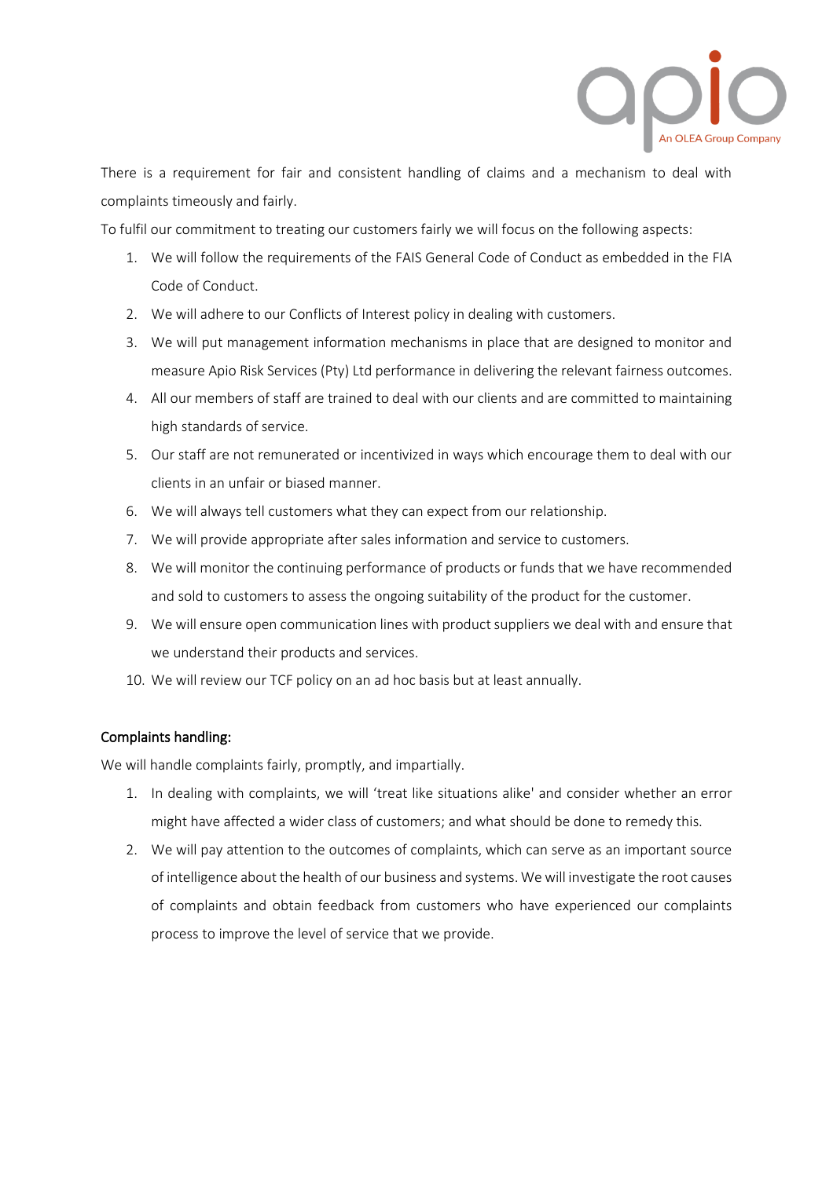There is a requirement for fair and consistent handling of claims and a mechanism to deal with complaints timeously and fairly.

To fulfil our commitment to treating our customers fairly we will focus on the following aspects:

1. We will follow the requirements of the FAIS General Code of Conduct as embedded in the FIA Code of Conduct.
2. We will adhere to our Conflicts of Interest policy in dealing with customers.
3. We will put management information mechanisms in place that are designed to monitor and measure Apio Risk Services (Pty) Ltd performance in delivering the relevant fairness outcomes.
4. All our members of staff are trained to deal with our clients and are committed to maintaining high standards of service.
5. Our staff are not remunerated or incentivized in ways which encourage them to deal with our clients in an unfair or biased manner.
6. We will always tell customers what they can expect from our relationship.
7. We will provide appropriate after sales information and service to customers.
8. We will monitor the continuing performance of products or funds that we have recommended and sold to customers to assess the ongoing suitability of the product for the customer.
9. We will ensure open communication lines with product suppliers we deal with and ensure that we understand their products and services.
10. We will review our TCF policy on an ad hoc basis but at least annually.

## Complaints handling:

We will handle complaints fairly, promptly, and impartially.

1. In dealing with complaints, we will 'treat like situations alike' and consider whether an error might have affected a wider class of customers; and what should be done to remedy this.
2. We will pay attention to the outcomes of complaints, which can serve as an important source of intelligence about the health of our business and systems. We will investigate the root causes of complaints and obtain feedback from customers who have experienced our complaints process to improve the level of service that we provide.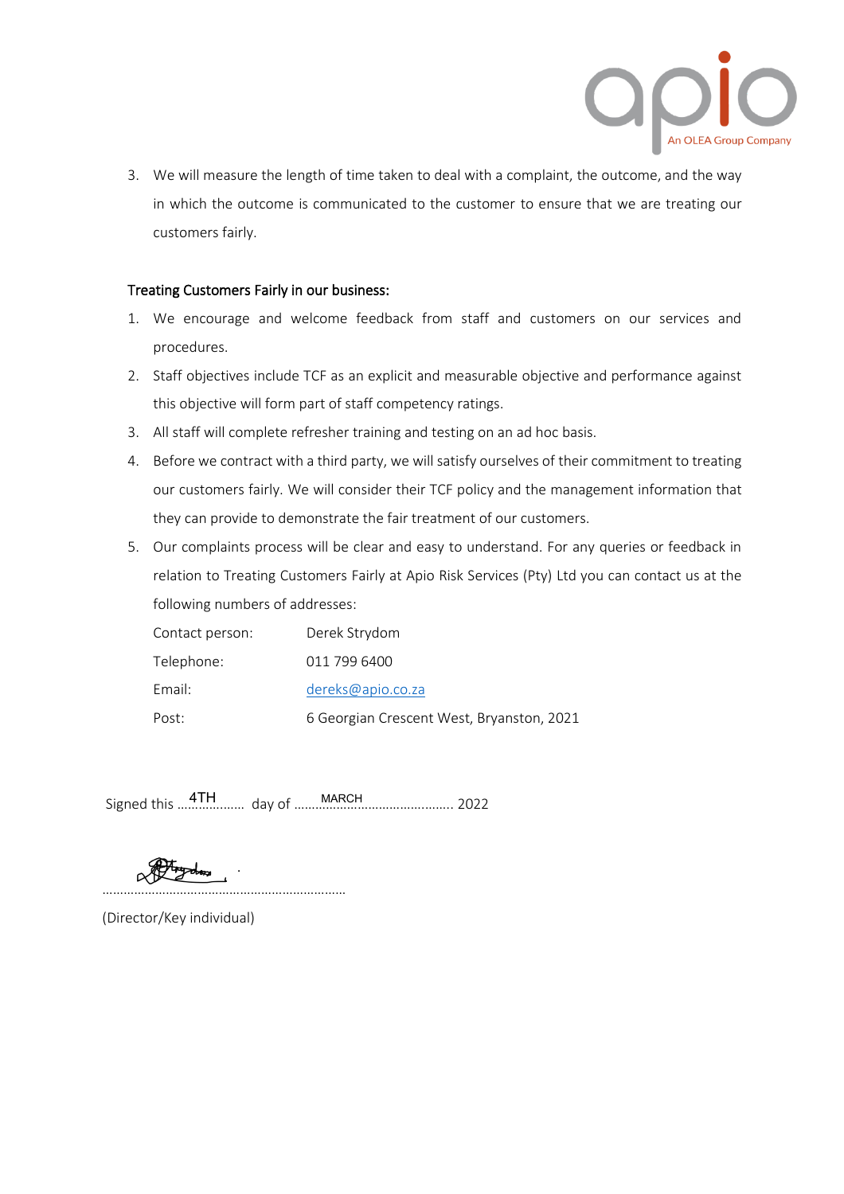3. We will measure the length of time taken to deal with a complaint, the outcome, and the way in which the outcome is communicated to the customer to ensure that we are treating our customers fairly.

**Treating Customers Fairly in our business:**

1. We encourage and welcome feedback from staff and customers on our services and procedures.
2. Staff objectives include TCF as an explicit and measurable objective and performance against this objective will form part of staff competency ratings.
3. All staff will complete refresher training and testing on an ad hoc basis.
4. Before we contract with a third party, we will satisfy ourselves of their commitment to treating our customers fairly. We will consider their TCF policy and the management information that they can provide to demonstrate the fair treatment of our customers.
5. Our complaints process will be clear and easy to understand. For any queries or feedback in relation to Treating Customers Fairly at Apio Risk Services (Pty) Ltd you can contact us at the following numbers of addresses:

| | |
|---|---|
| Contact person: | Derek Strydom |
| Telephone: | 011 799 6400 |
| Email: | dereks@apio.co.za |
| Post: | 6 Georgian Crescent West, Bryanston, 2021 |

Signed this 4TH day of MARCH 2022

.....................................................................

(Director/Key individual)